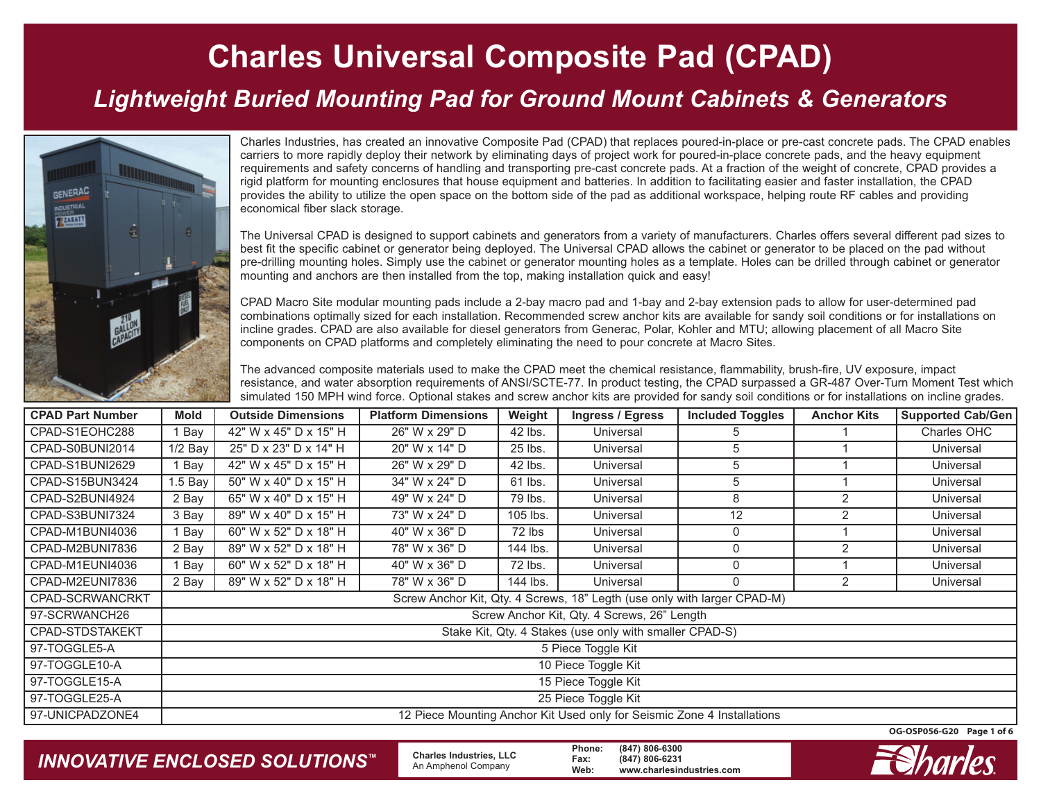# Charles Universal Composite Pad (CPAD)

## *Lightweight Buried Mounting Pad for Ground Mount Cabinets & Generators*

Charles Industries, has created an innovative Composite Pad (CPAD) that replaces poured-in-place or pre-cast concrete pads. The CPAD enables carriers to more rapidly deploy their network by eliminating days of project work for poured-in-place concrete pads, and the heavy equipment requirements and safety concerns of handling and transporting pre-cast concrete pads. At a fraction of the weight of concrete, CPAD provides a rigid platform for mounting enclosures that house equipment and batteries. In addition to facilitating easier and faster installation, the CPAD provides the ability to utilize the open space on the bottom side of the pad as additional workspace, helping route RF cables and providing economical fiber slack storage.

The Universal CPAD is designed to support cabinets and generators from a variety of manufacturers. Charles offers several different pad sizes to best fit the specific cabinet or generator being deployed. The Universal CPAD allows the cabinet or generator to be placed on the pad without pre-drilling mounting holes. Simply use the cabinet or generator mounting holes as a template. Holes can be drilled through cabinet or generator mounting and anchors are then installed from the top, making installation quick and easy!

CPAD Macro Site modular mounting pads include a 2-bay macro pad and 1-bay and 2-bay extension pads to allow for user-determined pad combinations optimally sized for each installation. Recommended screw anchor kits are available for sandy soil conditions or for installations on incline grades. CPAD are also available for diesel generators from Generac, Polar, Kohler and MTU; allowing placement of all Macro Site components on CPAD platforms and completely eliminating the need to pour concrete at Macro Sites.

The advanced composite materials used to make the CPAD meet the chemical resistance, flammability, brush-fire, UV exposure, impact resistance, and water absorption requirements of ANSI/SCTE-77. In product testing, the CPAD surpassed a GR-487 Over-Turn Moment Test which simulated 150 MPH wind force. Optional stakes and screw anchor kits are provided for sandy soil conditions or for installations on incline grades.

| CPAD Part Number | Mold | Outside Dimensions | Platform Dimensions | Weight | Ingress / Egress | Included Toggles | Anchor Kits | Supported Cab/Gen |
|---|---|---|---|---|---|---|---|---|
| CPAD-S1EOHC288 | 1 Bay | 42" W x 45" D x 15" H | 26" W x 29" D | 42 lbs. | Universal | 5 | 1 | Charles OHC |
| CPAD-S0BUNI2014 | 1/2 Bay | 25" D x 23" D x 14" H | 20" W x 14" D | 25 lbs. | Universal | 5 | 1 | Universal |
| CPAD-S1BUNI2629 | 1 Bay | 42" W x 45" D x 15" H | 26" W x 29" D | 42 lbs. | Universal | 5 | 1 | Universal |
| CPAD-S15BUN3424 | 1.5 Bay | 50" W x 40" D x 15" H | 34" W x 24" D | 61 lbs. | Universal | 5 | 1 | Universal |
| CPAD-S2BUNI4924 | 2 Bay | 65" W x 40" D x 15" H | 49" W x 24" D | 79 lbs. | Universal | 8 | 2 | Universal |
| CPAD-S3BUNI7324 | 3 Bay | 89" W x 40" D x 15" H | 73" W x 24" D | 105 lbs. | Universal | 12 | 2 | Universal |
| CPAD-M1BUNI4036 | 1 Bay | 60" W x 52" D x 18" H | 40" W x 36" D | 72 lbs | Universal | 0 | 1 | Universal |
| CPAD-M2BUNI7836 | 2 Bay | 89" W x 52" D x 18" H | 78" W x 36" D | 144 lbs. | Universal | 0 | 2 | Universal |
| CPAD-M1EUNI4036 | 1 Bay | 60" W x 52" D x 18" H | 40" W x 36" D | 72 lbs. | Universal | 0 | 1 | Universal |
| CPAD-M2EUNI7836 | 2 Bay | 89" W x 52" D x 18" H | 78" W x 36" D | 144 lbs. | Universal | 0 | 2 | Universal |
| CPAD-SCRWANCRKT | Screw Anchor Kit, Qty. 4 Screws, 18" Legth (use only with larger CPAD-M) | | | | | | | |
| 97-SCRWANCH26 | Screw Anchor Kit, Qty. 4 Screws, 26" Length | | | | | | | |
| CPAD-STDSTAKEKT | Stake Kit, Qty. 4 Stakes (use only with smaller CPAD-S) | | | | | | | |
| 97-TOGGLE5-A | 5 Piece Toggle Kit | | | | | | | |
| 97-TOGGLE10-A | 10 Piece Toggle Kit | | | | | | | |
| 97-TOGGLE15-A | 15 Piece Toggle Kit | | | | | | | |
| 97-TOGGLE25-A | 25 Piece Toggle Kit | | | | | | | |
| 97-UNICPADZONE4 | 12 Piece Mounting Anchor Kit Used only for Seismic Zone 4 Installations | | | | | | | |

OG-OSP056-G20

*INNOVATIVE ENCLOSED SOLUTIONS*™

**Charles Industries, LLC**
An Amphenol Company

**Phone:** (847) 806-6300
**Fax:** (847) 806-6231
**Web:** www.charlesindustries.com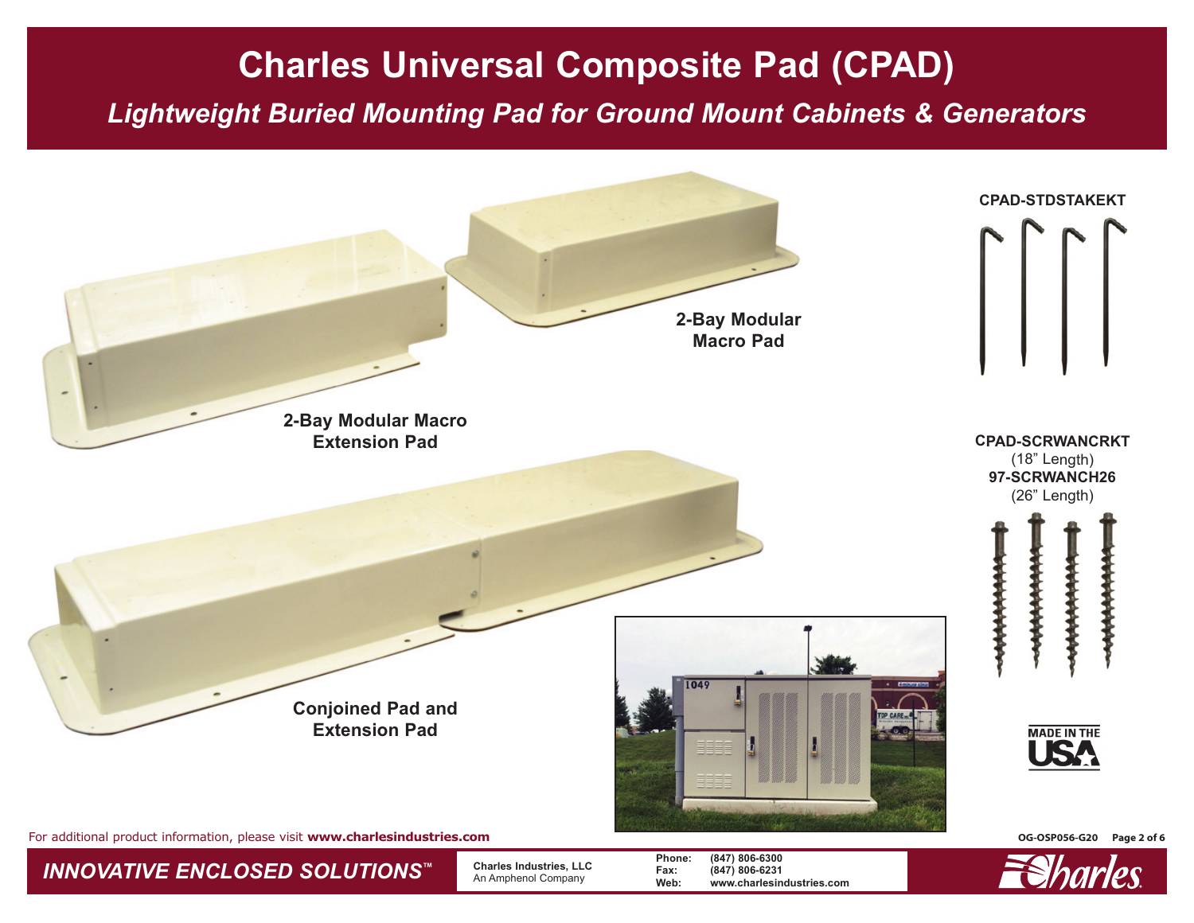# Charles Universal Composite Pad (CPAD)

## *Lightweight Buried Mounting Pad for Ground Mount Cabinets & Generators*

**2-Bay Modular Macro Pad**

**2-Bay Modular Macro Extension Pad**

**Conjoined Pad and Extension Pad**

**CPAD-STDSTAKEKT**

**CPAD-SCRWANCRKT**
(18" Length)
**97-SCRWANCH26**
(26" Length)

MADE IN THE USA

For additional product information, please visit **www.charlesindustries.com**

OG-OSP056-G20

*INNOVATIVE ENCLOSED SOLUTIONS™*

**Charles Industries, LLC**
An Amphenol Company

**Phone:** (847) 806-6300
**Fax:** (847) 806-6231
**Web:** www.charlesindustries.com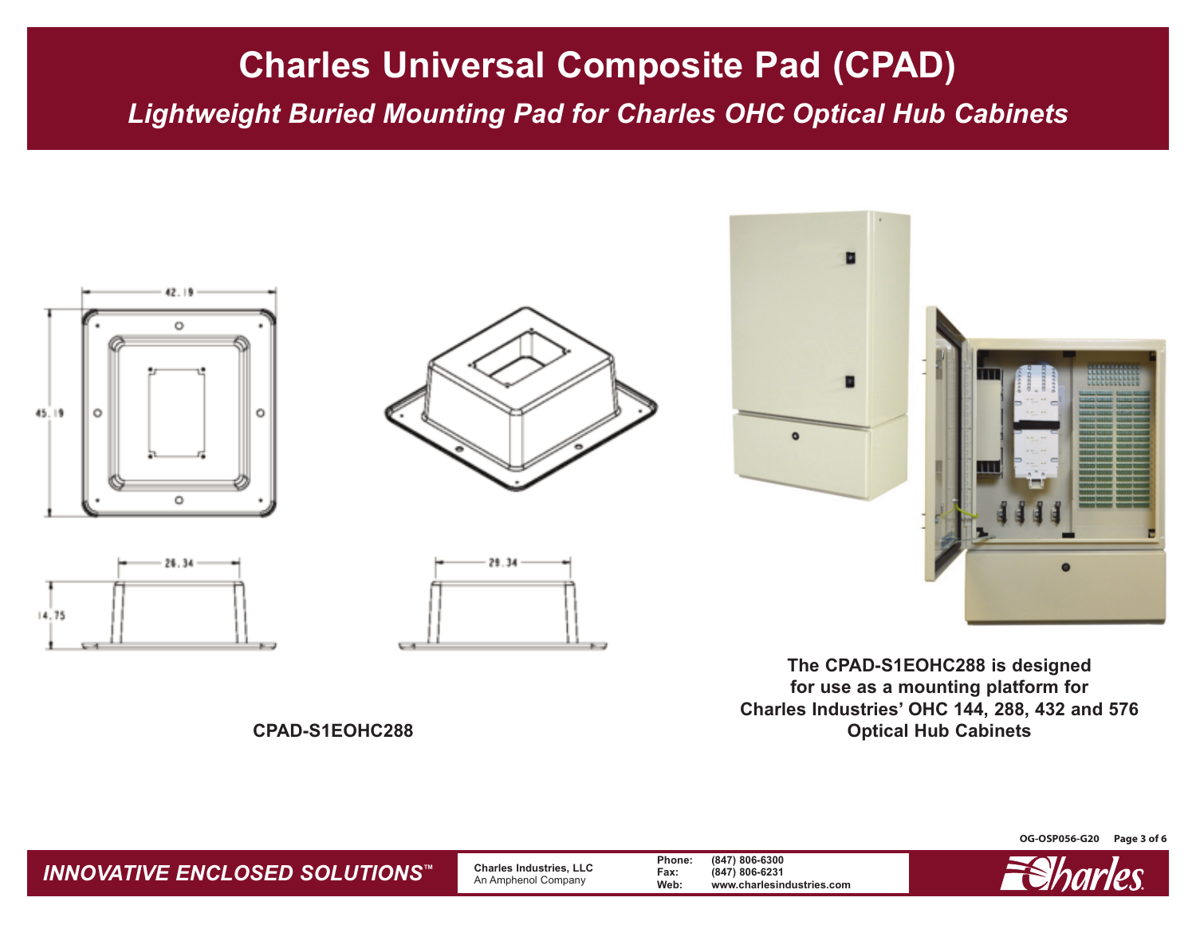# Charles Universal Composite Pad (CPAD)

*Lightweight Buried Mounting Pad for Charles OHC Optical Hub Cabinets*

42.19

45.19

26.34

14.75

29.34

**CPAD-S1EOHC288**

**The CPAD-S1EOHC288 is designed for use as a mounting platform for Charles Industries' OHC 144, 288, 432 and 576 Optical Hub Cabinets**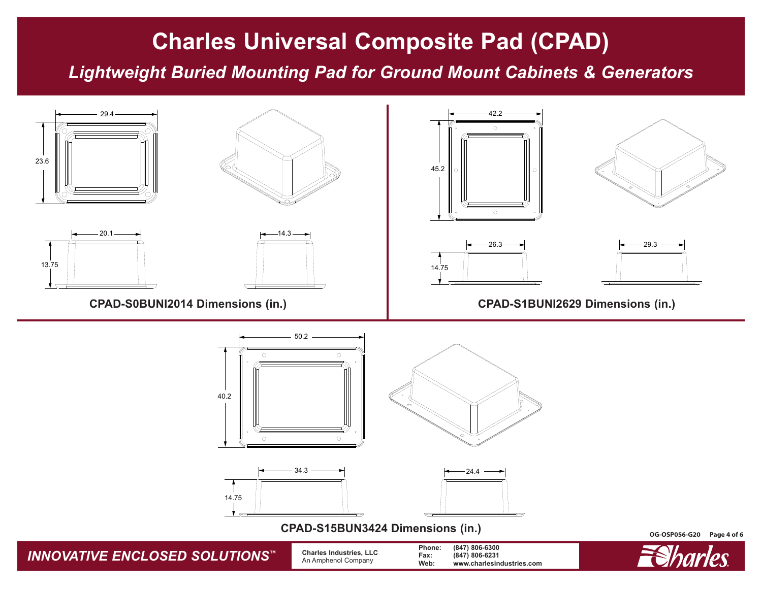# Charles Universal Composite Pad (CPAD)

## *Lightweight Buried Mounting Pad for Ground Mount Cabinets & Generators*

29.4

23.6

20.1

14.3

13.75

**CPAD-S0BUNI2014 Dimensions (in.)**

42.2

45.2

26.3

29.3

14.75

**CPAD-S1BUNI2629 Dimensions (in.)**

50.2

40.2

34.3

24.4

14.75

**CPAD-S15BUN3424 Dimensions (in.)**

OG-OSP056-G20

*INNOVATIVE ENCLOSED SOLUTIONS™*

**Charles Industries, LLC**
An Amphenol Company

**Phone:** **(847) 806-6300**
**Fax:** **(847) 806-6231**
**Web:** **www.charlesindustries.com**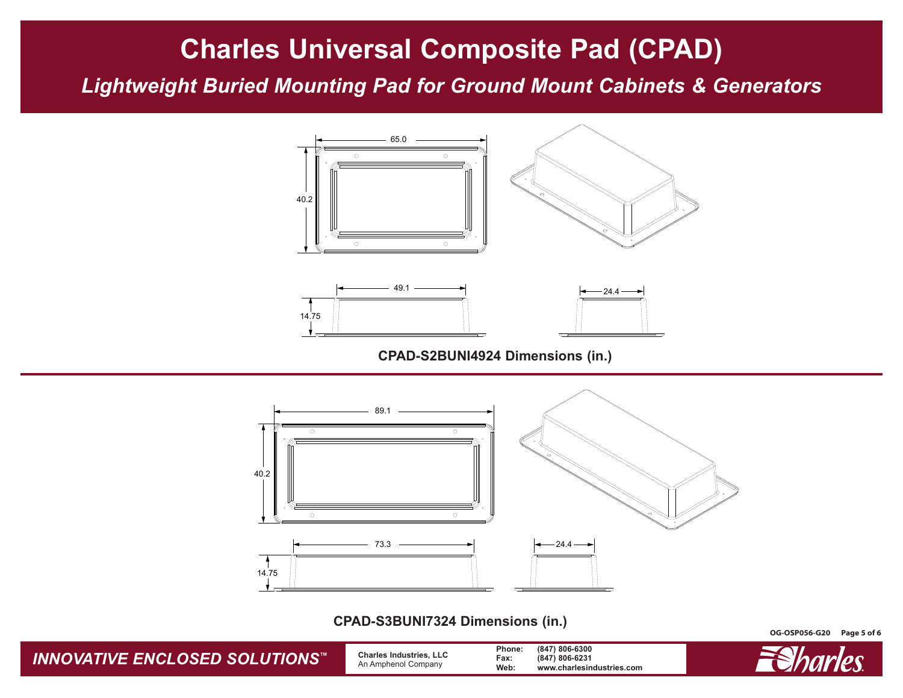# Charles Universal Composite Pad (CPAD)

## *Lightweight Buried Mounting Pad for Ground Mount Cabinets & Generators*

65.0

40.2

49.1

14.75

24.4

**CPAD-S2BUNI4924 Dimensions (in.)**

89.1

40.2

73.3

14.75

24.4

**CPAD-S3BUNI7324 Dimensions (in.)**

OG-OSP056-G20

***INNOVATIVE ENCLOSED SOLUTIONS™***

**Charles Industries, LLC**
An Amphenol Company

**Phone:** (847) 806-6300
**Fax:** (847) 806-6231
**Web:** www.charlesindustries.com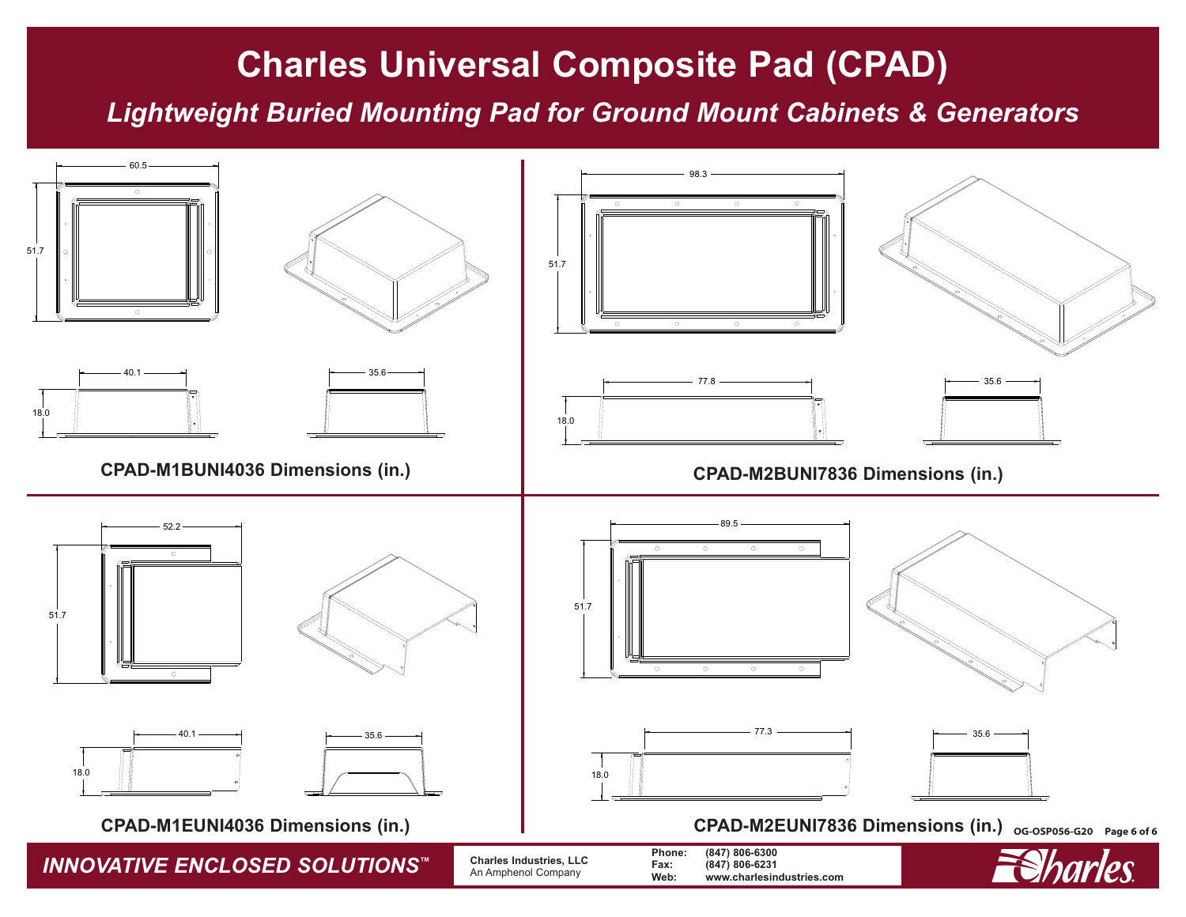# Charles Universal Composite Pad (CPAD)

## *Lightweight Buried Mounting Pad for Ground Mount Cabinets & Generators*

60.5

51.7

40.1

35.6

18.0

**CPAD-M1BUNI4036 Dimensions (in.)**

98.3

51.7

77.8

35.6

18.0

**CPAD-M2BUNI7836 Dimensions (in.)**

52.2

51.7

40.1

35.6

18.0

**CPAD-M1EUNI4036 Dimensions (in.)**

89.5

51.7

77.3

35.6

18.0

**CPAD-M2EUNI7836 Dimensions (in.)**

OG-OSP056-G20

*INNOVATIVE ENCLOSED SOLUTIONS™*

**Charles Industries, LLC**
An Amphenol Company

**Phone:** (847) 806-6300
**Fax:** (847) 806-6231
**Web:** www.charlesindustries.com

Charles